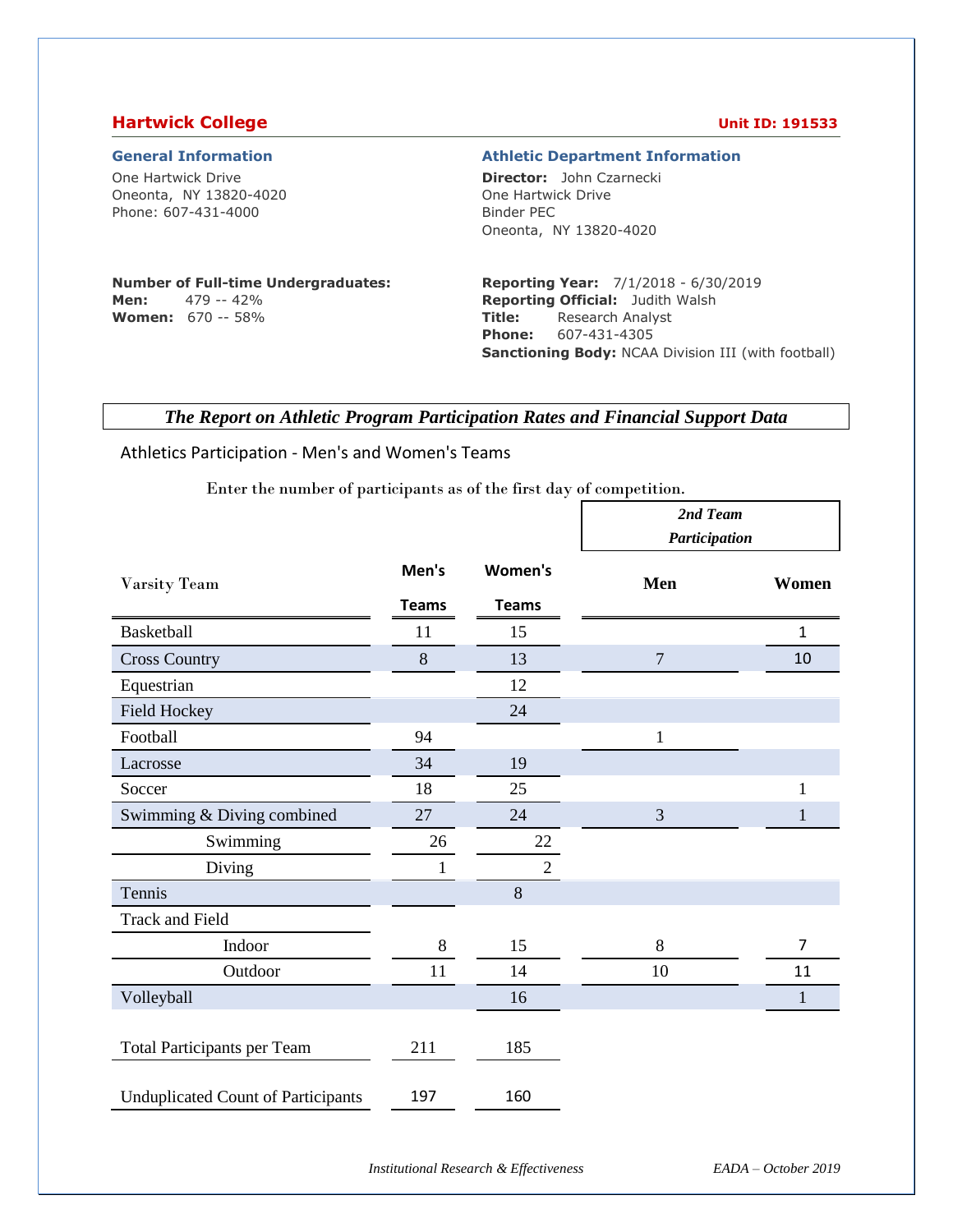## Hartwick College

**Unit ID: 191533**

### General Information

One Hartwick Drive
Oneonta, NY 13820-4020
Phone: 607-431-4000

**Number of Full-time Undergraduates:**
**Men:** 479 -- 42%
**Women:** 670 -- 58%

### Athletic Department Information

**Director:** John Czarnecki
One Hartwick Drive
Binder PEC
Oneonta, NY 13820-4020

**Reporting Year:** 7/1/2018 - 6/30/2019
**Reporting Official:** Judith Walsh
**Title:** Research Analyst
**Phone:** 607-431-4305
**Sanctioning Body:** NCAA Division III (with football)

## *The Report on Athletic Program Participation Rates and Financial Support Data*

### Athletics Participation - Men's and Women's Teams

Enter the number of participants as of the first day of competition.

| Varsity Team | Men's Teams | Women's Teams | 2nd Team Participation Men | 2nd Team Participation Women |
|---|---|---|---|---|
| Basketball | 11 | 15 | | 1 |
| Cross Country | 8 | 13 | 7 | 10 |
| Equestrian | | 12 | | |
| Field Hockey | | 24 | | |
| Football | 94 | | 1 | |
| Lacrosse | 34 | 19 | | |
| Soccer | 18 | 25 | | 1 |
| Swimming & Diving combined | 27 | 24 | 3 | 1 |
| Swimming | 26 | 22 | | |
| Diving | 1 | 2 | | |
| Tennis | | 8 | | |
| Track and Field | | | | |
| Indoor | 8 | 15 | 8 | 7 |
| Outdoor | 11 | 14 | 10 | 11 |
| Volleyball | | 16 | | 1 |
| Total Participants per Team | 211 | 185 | | |
| Unduplicated Count of Participants | 197 | 160 | | |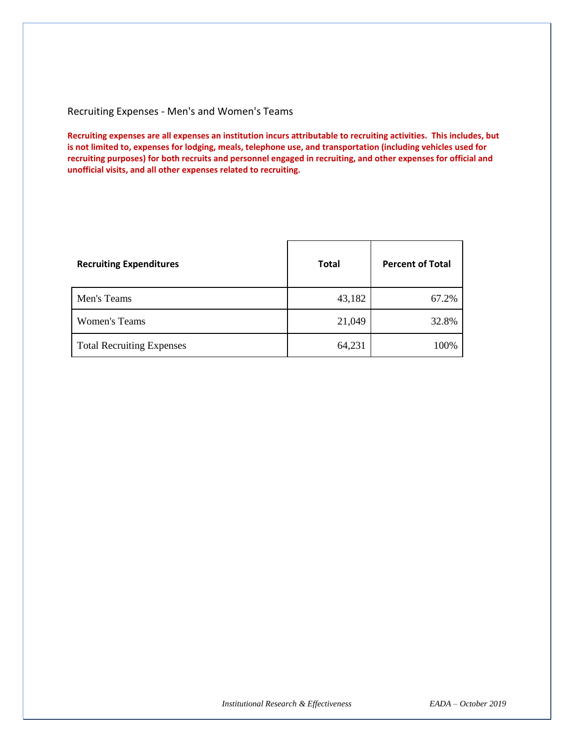## Recruiting Expenses - Men's and Women's Teams

**Recruiting expenses are all expenses an institution incurs attributable to recruiting activities. This includes, but is not limited to, expenses for lodging, meals, telephone use, and transportation (including vehicles used for recruiting purposes) for both recruits and personnel engaged in recruiting, and other expenses for official and unofficial visits, and all other expenses related to recruiting.**

| Recruiting Expenditures | Total | Percent of Total |
|---|---|---|
| Men's Teams | 43,182 | 67.2% |
| Women's Teams | 21,049 | 32.8% |
| Total Recruiting Expenses | 64,231 | 100% |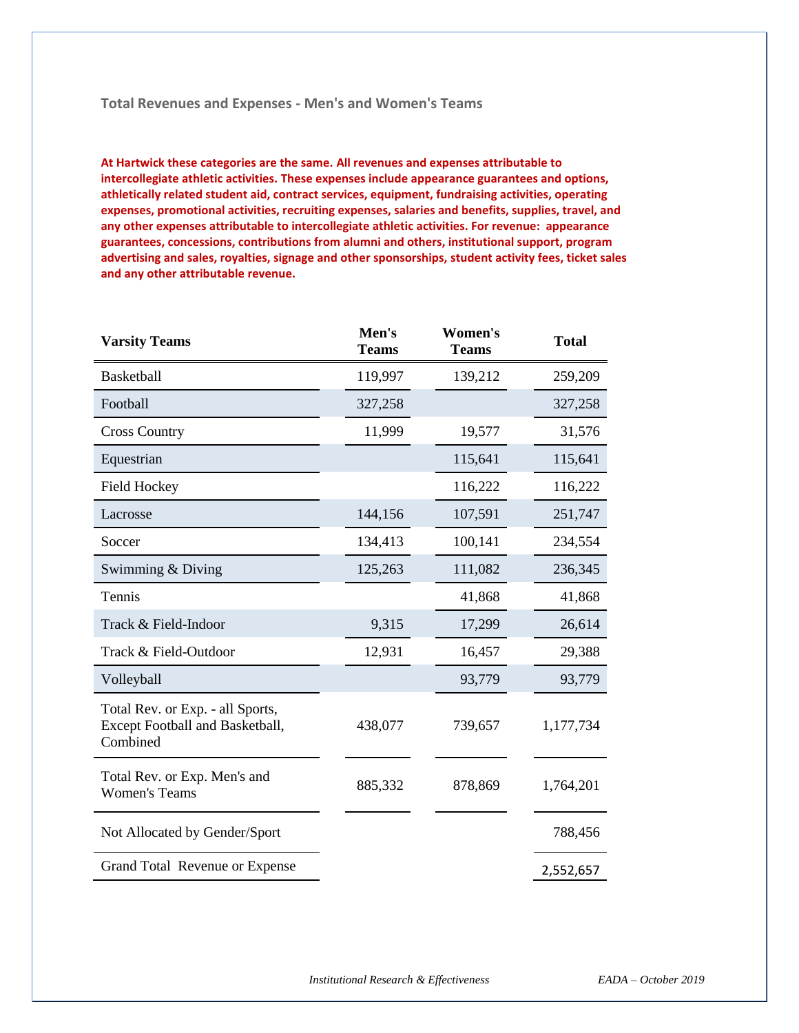## Total Revenues and Expenses - Men's and Women's Teams

**At Hartwick these categories are the same. All revenues and expenses attributable to intercollegiate athletic activities. These expenses include appearance guarantees and options, athletically related student aid, contract services, equipment, fundraising activities, operating expenses, promotional activities, recruiting expenses, salaries and benefits, supplies, travel, and any other expenses attributable to intercollegiate athletic activities. For revenue: appearance guarantees, concessions, contributions from alumni and others, institutional support, program advertising and sales, royalties, signage and other sponsorships, student activity fees, ticket sales and any other attributable revenue.**

| Varsity Teams | Men's Teams | Women's Teams | Total |
|---|---|---|---|
| Basketball | 119,997 | 139,212 | 259,209 |
| Football | 327,258 | | 327,258 |
| Cross Country | 11,999 | 19,577 | 31,576 |
| Equestrian | | 115,641 | 115,641 |
| Field Hockey | | 116,222 | 116,222 |
| Lacrosse | 144,156 | 107,591 | 251,747 |
| Soccer | 134,413 | 100,141 | 234,554 |
| Swimming & Diving | 125,263 | 111,082 | 236,345 |
| Tennis | | 41,868 | 41,868 |
| Track & Field-Indoor | 9,315 | 17,299 | 26,614 |
| Track & Field-Outdoor | 12,931 | 16,457 | 29,388 |
| Volleyball | | 93,779 | 93,779 |
| Total Rev. or Exp. - all Sports, Except Football and Basketball, Combined | 438,077 | 739,657 | 1,177,734 |
| Total Rev. or Exp. Men's and Women's Teams | 885,332 | 878,869 | 1,764,201 |
| Not Allocated by Gender/Sport | | | 788,456 |
| Grand Total Revenue or Expense | | | 2,552,657 |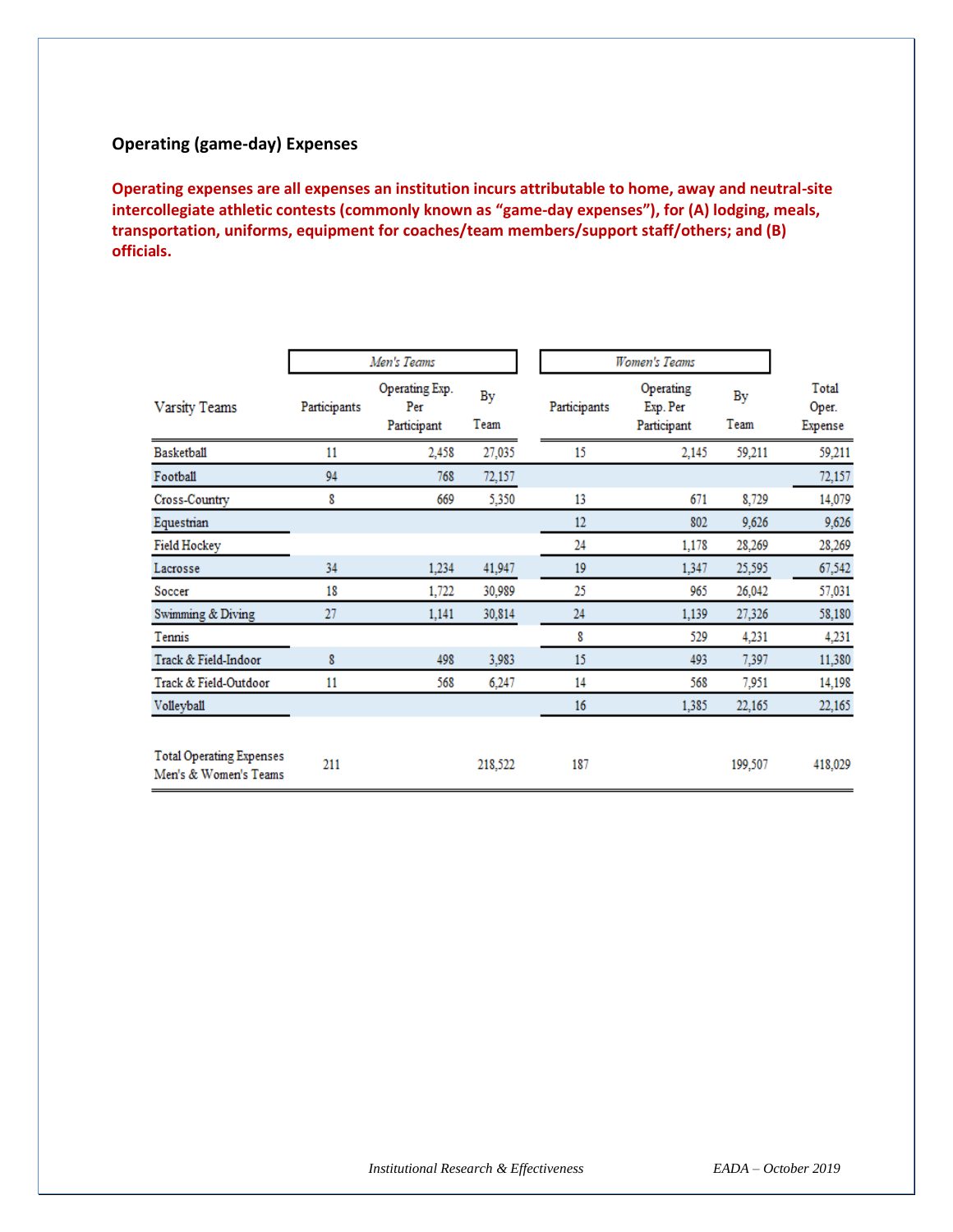### Operating (game-day) Expenses

**Operating expenses are all expenses an institution incurs attributable to home, away and neutral-site intercollegiate athletic contests (commonly known as "game-day expenses"), for (A) lodging, meals, transportation, uniforms, equipment for coaches/team members/support staff/others; and (B) officials.**

| | *Men's Teams* | | | *Women's Teams* | | | |
|---|---|---|---|---|---|---|---|
| Varsity Teams | Participants | Operating Exp. Per Participant | By Team | Participants | Operating Exp. Per Participant | By Team | Total Oper. Expense |
| Basketball | 11 | 2,458 | 27,035 | 15 | 2,145 | 59,211 | 59,211 |
| Football | 94 | 768 | 72,157 | | | | 72,157 |
| Cross-Country | 8 | 669 | 5,350 | 13 | 671 | 8,729 | 14,079 |
| Equestrian | | | | 12 | 802 | 9,626 | 9,626 |
| Field Hockey | | | | 24 | 1,178 | 28,269 | 28,269 |
| Lacrosse | 34 | 1,234 | 41,947 | 19 | 1,347 | 25,595 | 67,542 |
| Soccer | 18 | 1,722 | 30,989 | 25 | 965 | 26,042 | 57,031 |
| Swimming & Diving | 27 | 1,141 | 30,814 | 24 | 1,139 | 27,326 | 58,180 |
| Tennis | | | | 8 | 529 | 4,231 | 4,231 |
| Track & Field-Indoor | 8 | 498 | 3,983 | 15 | 493 | 7,397 | 11,380 |
| Track & Field-Outdoor | 11 | 568 | 6,247 | 14 | 568 | 7,951 | 14,198 |
| Volleyball | | | | 16 | 1,385 | 22,165 | 22,165 |
| Total Operating Expenses Men's & Women's Teams | 211 | | 218,522 | 187 | | 199,507 | 418,029 |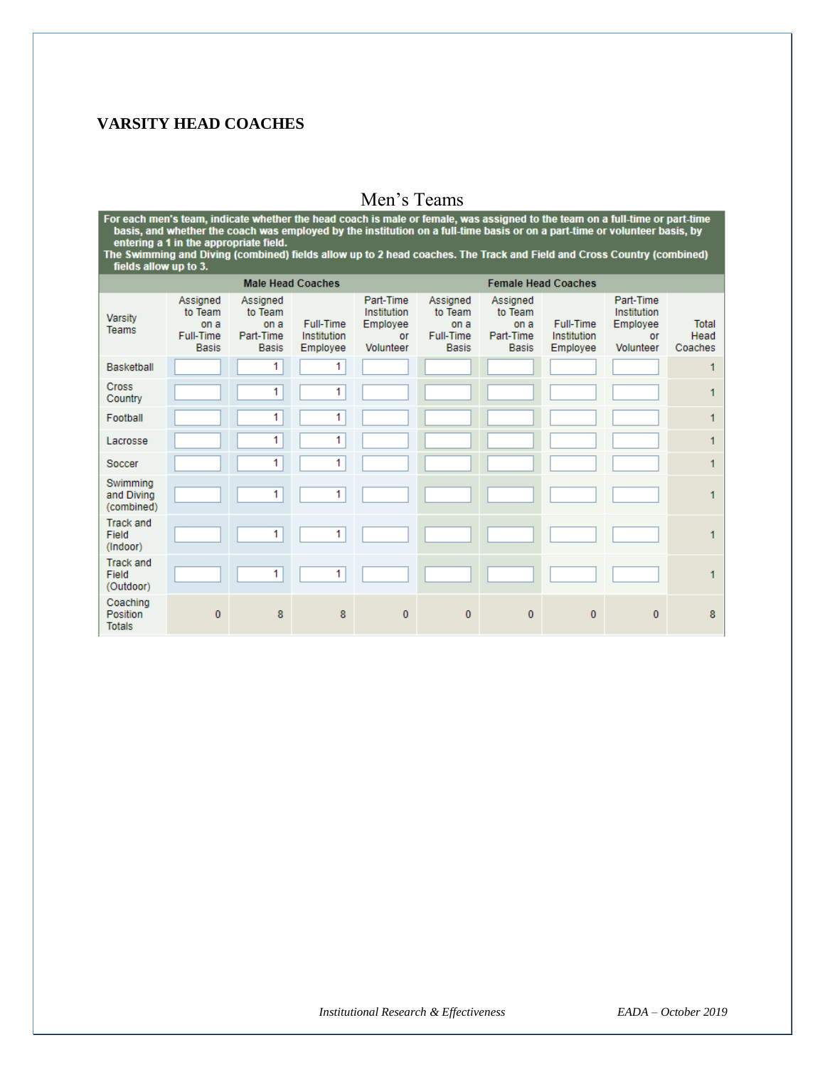## VARSITY HEAD COACHES

### Men's Teams

**For each men's team, indicate whether the head coach is male or female, was assigned to the team on a full-time or part-time basis, and whether the coach was employed by the institution on a full-time basis or on a part-time or volunteer basis, by entering a 1 in the appropriate field.**
**The Swimming and Diving (combined) fields allow up to 2 head coaches. The Track and Field and Cross Country (combined) fields allow up to 3.**

| | Male Head Coaches | | | | Female Head Coaches | | | | |
|---|---|---|---|---|---|---|---|---|---|
| Varsity Teams | Assigned to Team on a Full-Time Basis | Assigned to Team on a Part-Time Basis | Full-Time Institution Employee | Part-Time Institution Employee or Volunteer | Assigned to Team on a Full-Time Basis | Assigned to Team on a Part-Time Basis | Full-Time Institution Employee | Part-Time Institution Employee or Volunteer | Total Head Coaches |
| Basketball | | 1 | 1 | | | | | | 1 |
| Cross Country | | 1 | 1 | | | | | | 1 |
| Football | | 1 | 1 | | | | | | 1 |
| Lacrosse | | 1 | 1 | | | | | | 1 |
| Soccer | | 1 | 1 | | | | | | 1 |
| Swimming and Diving (combined) | | 1 | 1 | | | | | | 1 |
| Track and Field (Indoor) | | 1 | 1 | | | | | | 1 |
| Track and Field (Outdoor) | | 1 | 1 | | | | | | 1 |
| Coaching Position Totals | 0 | 8 | 8 | 0 | 0 | 0 | 0 | 0 | 8 |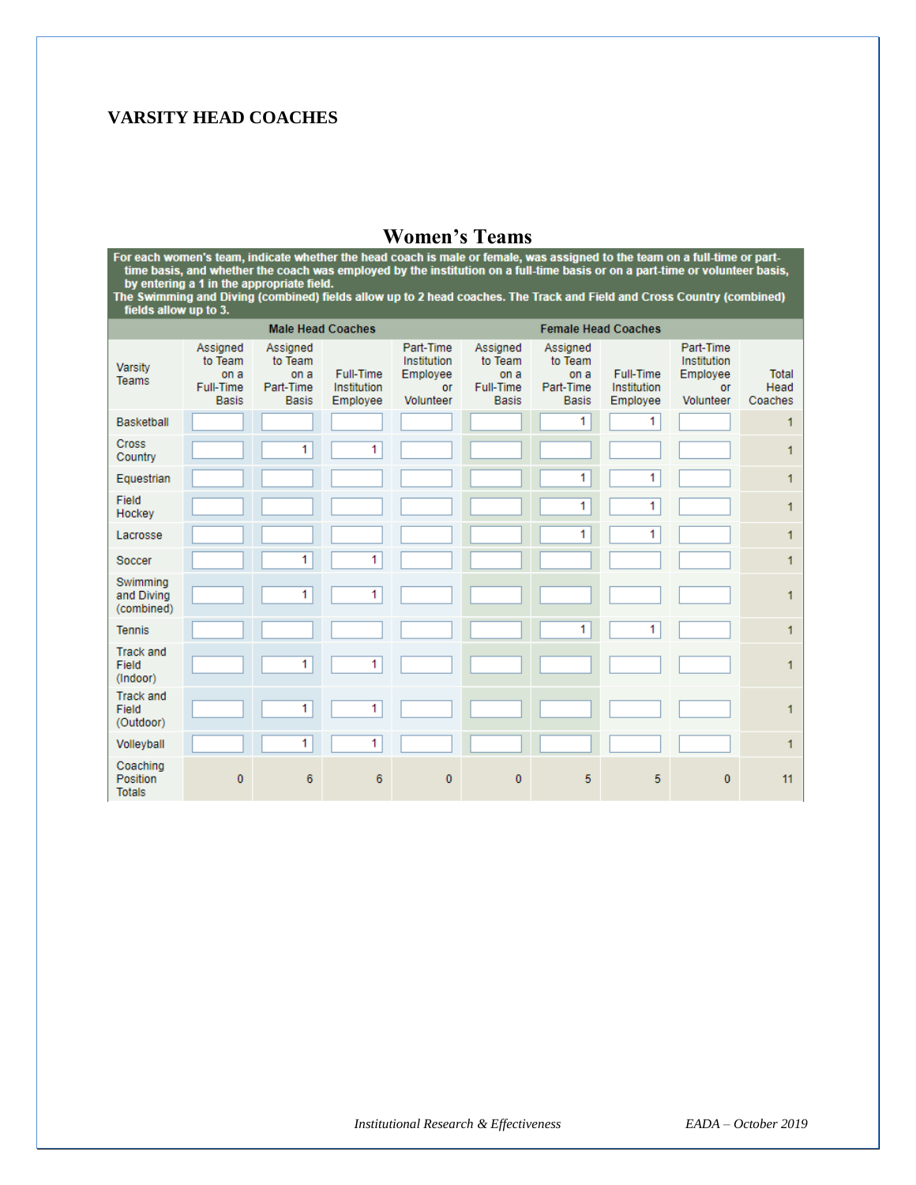## VARSITY HEAD COACHES

### Women's Teams

For each women's team, indicate whether the head coach is male or female, was assigned to the team on a full-time or part-time basis, and whether the coach was employed by the institution on a full-time basis or on a part-time or volunteer basis, by entering a 1 in the appropriate field.
The Swimming and Diving (combined) fields allow up to 2 head coaches. The Track and Field and Cross Country (combined) fields allow up to 3.

| | Male Head Coaches | | | | Female Head Coaches | | | | |
|---|---|---|---|---|---|---|---|---|---|
| Varsity Teams | Assigned to Team on a Full-Time Basis | Assigned to Team on a Part-Time Basis | Full-Time Institution Employee | Part-Time Institution Employee or Volunteer | Assigned to Team on a Full-Time Basis | Assigned to Team on a Part-Time Basis | Full-Time Institution Employee | Part-Time Institution Employee or Volunteer | Total Head Coaches |
| Basketball | | | | | | 1 | 1 | | 1 |
| Cross Country | | 1 | 1 | | | | | | 1 |
| Equestrian | | | | | | 1 | 1 | | 1 |
| Field Hockey | | | | | | 1 | 1 | | 1 |
| Lacrosse | | | | | | 1 | 1 | | 1 |
| Soccer | | 1 | 1 | | | | | | 1 |
| Swimming and Diving (combined) | | 1 | 1 | | | | | | 1 |
| Tennis | | | | | | 1 | 1 | | 1 |
| Track and Field (Indoor) | | 1 | 1 | | | | | | 1 |
| Track and Field (Outdoor) | | 1 | 1 | | | | | | 1 |
| Volleyball | | 1 | 1 | | | | | | 1 |
| Coaching Position Totals | 0 | 6 | 6 | 0 | 0 | 5 | 5 | 0 | 11 |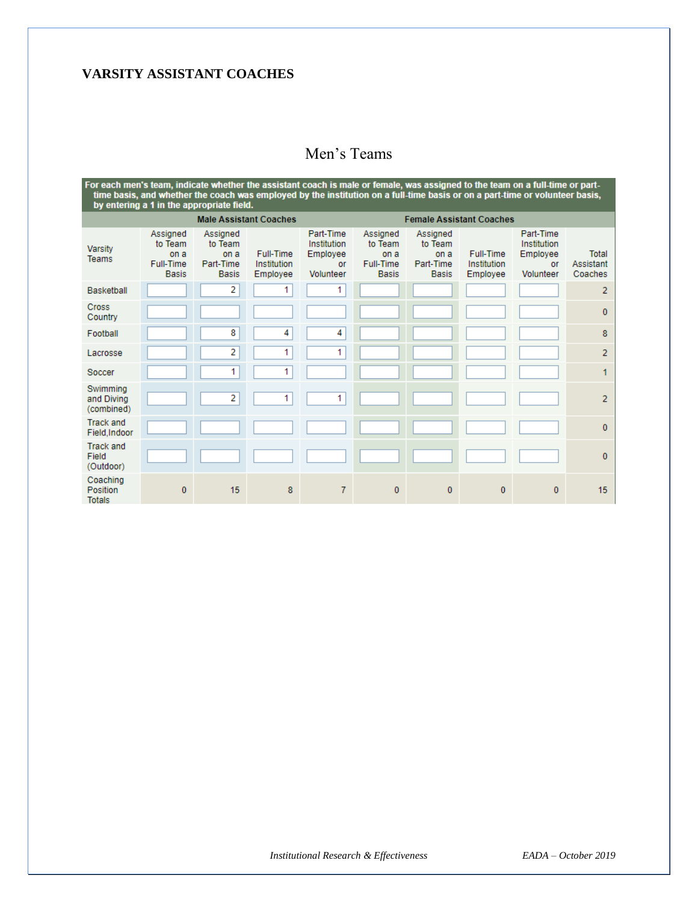## VARSITY ASSISTANT COACHES

### Men's Teams

For each men's team, indicate whether the assistant coach is male or female, was assigned to the team on a full-time or part-time basis, and whether the coach was employed by the institution on a full-time basis or on a part-time or volunteer basis, by entering a 1 in the appropriate field.

| | Male Assistant Coaches | | | | Female Assistant Coaches | | | | |
|---|---|---|---|---|---|---|---|---|---|
| Varsity Teams | Assigned to Team on a Full-Time Basis | Assigned to Team on a Part-Time Basis | Full-Time Institution Employee | Part-Time Institution Employee or Volunteer | Assigned to Team on a Full-Time Basis | Assigned to Team on a Part-Time Basis | Full-Time Institution Employee | Part-Time Institution Employee or Volunteer | Total Assistant Coaches |
| Basketball | | 2 | 1 | 1 | | | | | 2 |
| Cross Country | | | | | | | | | 0 |
| Football | | 8 | 4 | 4 | | | | | 8 |
| Lacrosse | | 2 | 1 | 1 | | | | | 2 |
| Soccer | | 1 | 1 | | | | | | 1 |
| Swimming and Diving (combined) | | 2 | 1 | 1 | | | | | 2 |
| Track and Field,Indoor | | | | | | | | | 0 |
| Track and Field (Outdoor) | | | | | | | | | 0 |
| Coaching Position Totals | 0 | 15 | 8 | 7 | 0 | 0 | 0 | 0 | 15 |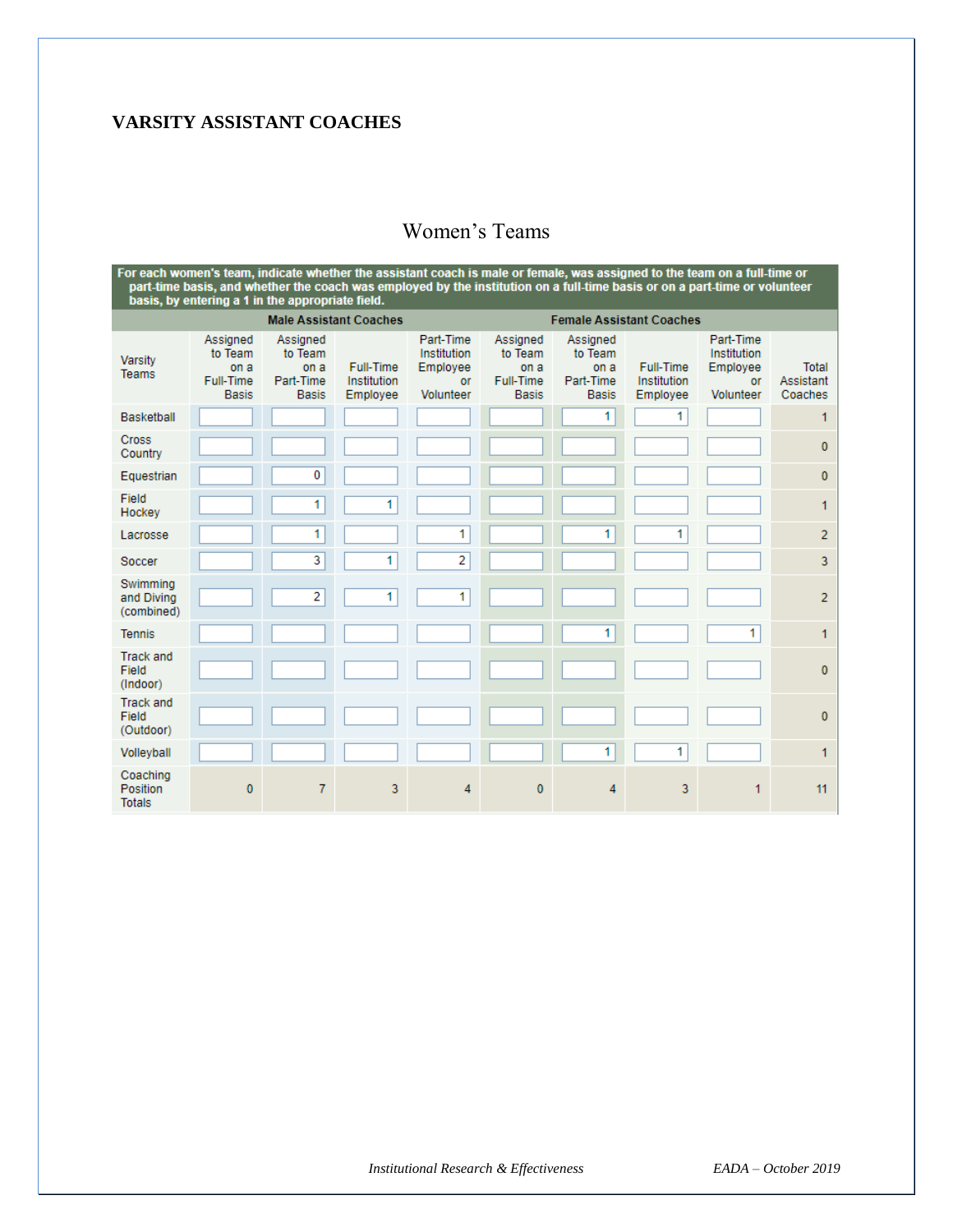## VARSITY ASSISTANT COACHES

### Women's Teams

For each women's team, indicate whether the assistant coach is male or female, was assigned to the team on a full-time or part-time basis, and whether the coach was employed by the institution on a full-time basis or on a part-time or volunteer basis, by entering a 1 in the appropriate field.

| | Male Assistant Coaches | | | | Female Assistant Coaches | | | | |
|---|---|---|---|---|---|---|---|---|---|
| Varsity Teams | Assigned to Team on a Full-Time Basis | Assigned to Team on a Part-Time Basis | Full-Time Institution Employee | Part-Time Institution Employee or Volunteer | Assigned to Team on a Full-Time Basis | Assigned to Team on a Part-Time Basis | Full-Time Institution Employee | Part-Time Institution Employee or Volunteer | Total Assistant Coaches |
| Basketball | | | | | | 1 | 1 | | 1 |
| Cross Country | | | | | | | | | 0 |
| Equestrian | | 0 | | | | | | | 0 |
| Field Hockey | | 1 | 1 | | | | | | 1 |
| Lacrosse | | 1 | | 1 | | 1 | 1 | | 2 |
| Soccer | | 3 | 1 | 2 | | | | | 3 |
| Swimming and Diving (combined) | | 2 | 1 | 1 | | | | | 2 |
| Tennis | | | | | | 1 | | 1 | 1 |
| Track and Field (Indoor) | | | | | | | | | 0 |
| Track and Field (Outdoor) | | | | | | | | | 0 |
| Volleyball | | | | | | 1 | 1 | | 1 |
| Coaching Position Totals | 0 | 7 | 3 | 4 | 0 | 4 | 3 | 1 | 11 |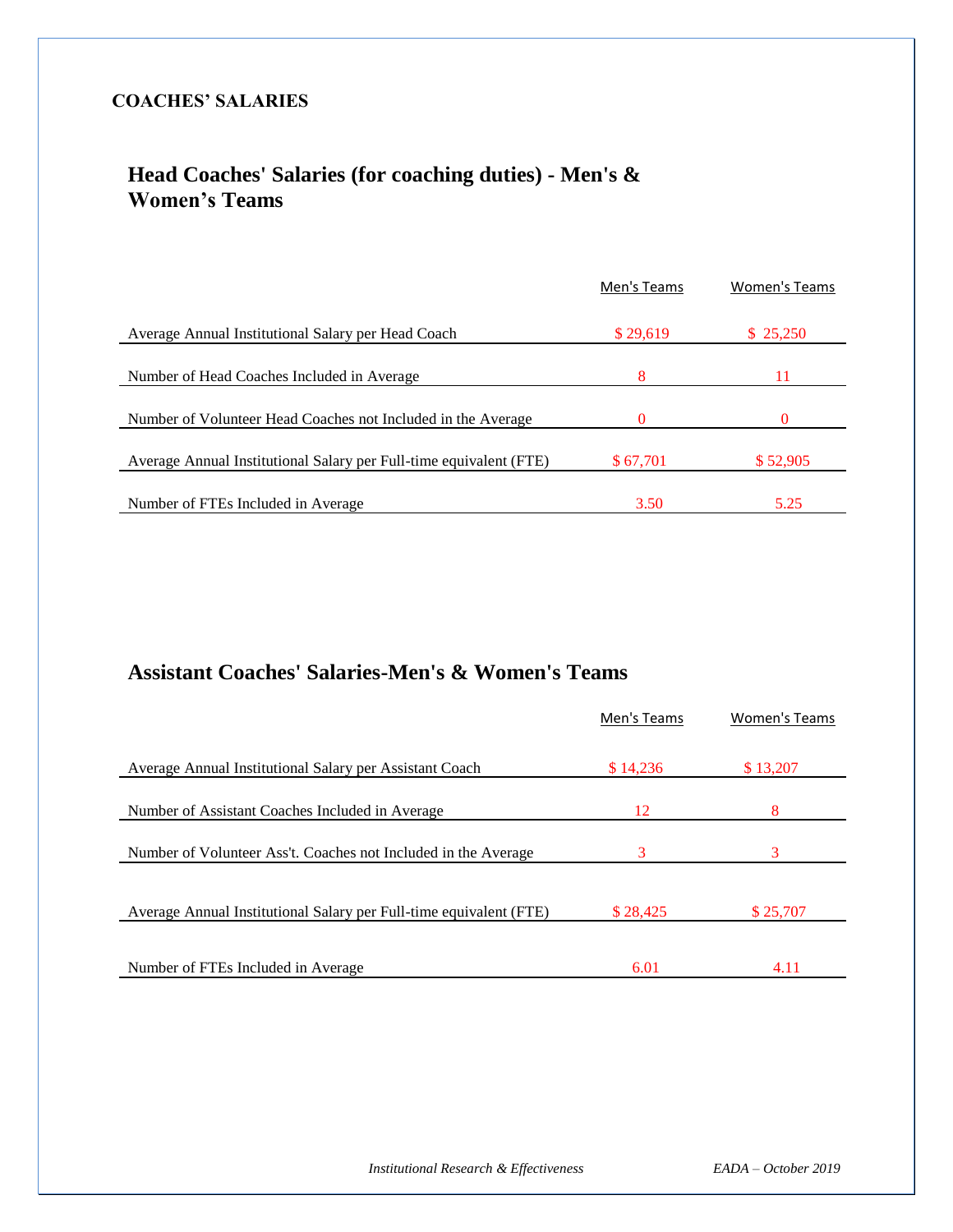**COACHES' SALARIES**

## Head Coaches' Salaries (for coaching duties) - Men's & Women's Teams

| | Men's Teams | Women's Teams |
|---|---|---|
| Average Annual Institutional Salary per Head Coach | $ 29,619 | $ 25,250 |
| Number of Head Coaches Included in Average | 8 | 11 |
| Number of Volunteer Head Coaches not Included in the Average | 0 | 0 |
| Average Annual Institutional Salary per Full-time equivalent (FTE) | $ 67,701 | $ 52,905 |
| Number of FTEs Included in Average | 3.50 | 5.25 |

## Assistant Coaches' Salaries-Men's & Women's Teams

| | Men's Teams | Women's Teams |
|---|---|---|
| Average Annual Institutional Salary per Assistant Coach | $ 14,236 | $ 13,207 |
| Number of Assistant Coaches Included in Average | 12 | 8 |
| Number of Volunteer Ass't. Coaches not Included in the Average | 3 | 3 |
| Average Annual Institutional Salary per Full-time equivalent (FTE) | $ 28,425 | $ 25,707 |
| Number of FTEs Included in Average | 6.01 | 4.11 |